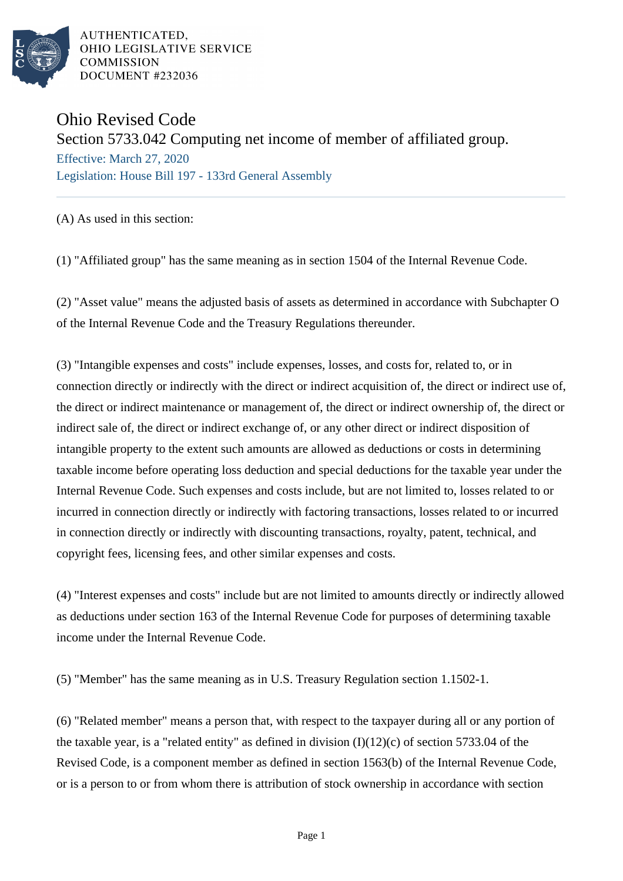AUTHENTICATED,
OHIO LEGISLATIVE SERVICE
COMMISSION
DOCUMENT #232036

# Ohio Revised Code

## Section 5733.042 Computing net income of member of affiliated group.

Effective: March 27, 2020

Legislation: House Bill 197 - 133rd General Assembly

(A) As used in this section:

(1) "Affiliated group" has the same meaning as in section 1504 of the Internal Revenue Code.

(2) "Asset value" means the adjusted basis of assets as determined in accordance with Subchapter O of the Internal Revenue Code and the Treasury Regulations thereunder.

(3) "Intangible expenses and costs" include expenses, losses, and costs for, related to, or in connection directly or indirectly with the direct or indirect acquisition of, the direct or indirect use of, the direct or indirect maintenance or management of, the direct or indirect ownership of, the direct or indirect sale of, the direct or indirect exchange of, or any other direct or indirect disposition of intangible property to the extent such amounts are allowed as deductions or costs in determining taxable income before operating loss deduction and special deductions for the taxable year under the Internal Revenue Code. Such expenses and costs include, but are not limited to, losses related to or incurred in connection directly or indirectly with factoring transactions, losses related to or incurred in connection directly or indirectly with discounting transactions, royalty, patent, technical, and copyright fees, licensing fees, and other similar expenses and costs.

(4) "Interest expenses and costs" include but are not limited to amounts directly or indirectly allowed as deductions under section 163 of the Internal Revenue Code for purposes of determining taxable income under the Internal Revenue Code.

(5) "Member" has the same meaning as in U.S. Treasury Regulation section 1.1502-1.

(6) "Related member" means a person that, with respect to the taxpayer during all or any portion of the taxable year, is a "related entity" as defined in division (I)(12)(c) of section 5733.04 of the Revised Code, is a component member as defined in section 1563(b) of the Internal Revenue Code, or is a person to or from whom there is attribution of stock ownership in accordance with section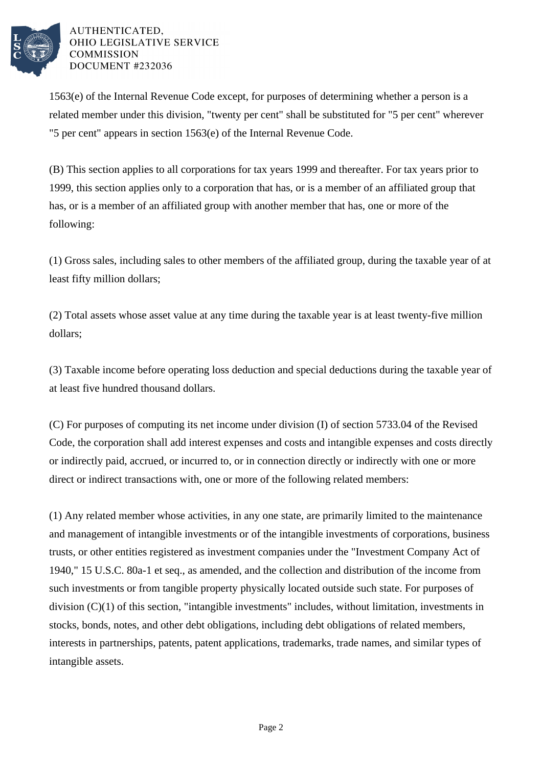1563(e) of the Internal Revenue Code except, for purposes of determining whether a person is a related member under this division, "twenty per cent" shall be substituted for "5 per cent" wherever "5 per cent" appears in section 1563(e) of the Internal Revenue Code.

(B) This section applies to all corporations for tax years 1999 and thereafter. For tax years prior to 1999, this section applies only to a corporation that has, or is a member of an affiliated group that has, or is a member of an affiliated group with another member that has, one or more of the following:

(1) Gross sales, including sales to other members of the affiliated group, during the taxable year of at least fifty million dollars;

(2) Total assets whose asset value at any time during the taxable year is at least twenty-five million dollars;

(3) Taxable income before operating loss deduction and special deductions during the taxable year of at least five hundred thousand dollars.

(C) For purposes of computing its net income under division (I) of section 5733.04 of the Revised Code, the corporation shall add interest expenses and costs and intangible expenses and costs directly or indirectly paid, accrued, or incurred to, or in connection directly or indirectly with one or more direct or indirect transactions with, one or more of the following related members:

(1) Any related member whose activities, in any one state, are primarily limited to the maintenance and management of intangible investments or of the intangible investments of corporations, business trusts, or other entities registered as investment companies under the "Investment Company Act of 1940," 15 U.S.C. 80a-1 et seq., as amended, and the collection and distribution of the income from such investments or from tangible property physically located outside such state. For purposes of division (C)(1) of this section, "intangible investments" includes, without limitation, investments in stocks, bonds, notes, and other debt obligations, including debt obligations of related members, interests in partnerships, patents, patent applications, trademarks, trade names, and similar types of intangible assets.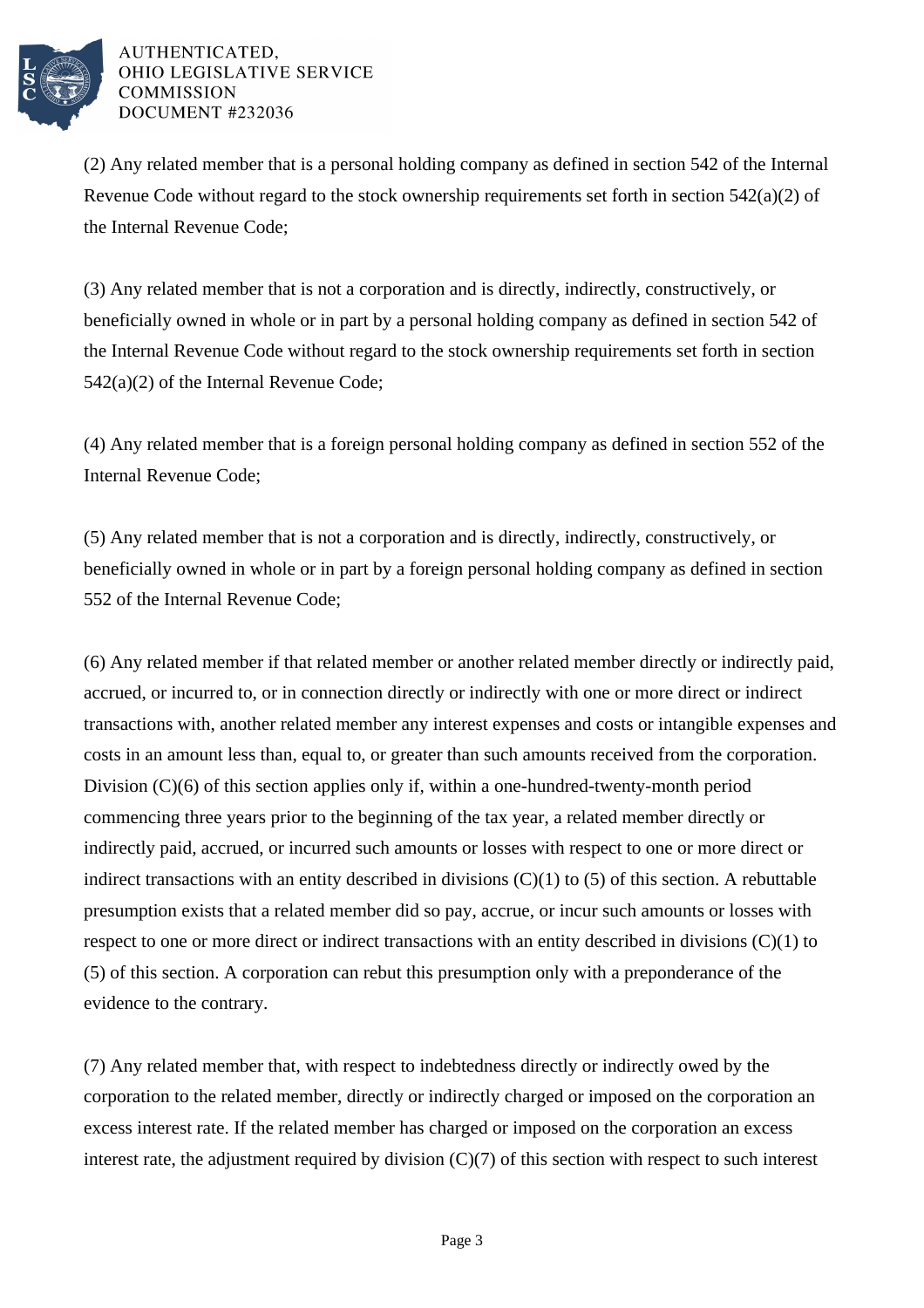(2) Any related member that is a personal holding company as defined in section 542 of the Internal Revenue Code without regard to the stock ownership requirements set forth in section 542(a)(2) of the Internal Revenue Code;

(3) Any related member that is not a corporation and is directly, indirectly, constructively, or beneficially owned in whole or in part by a personal holding company as defined in section 542 of the Internal Revenue Code without regard to the stock ownership requirements set forth in section 542(a)(2) of the Internal Revenue Code;

(4) Any related member that is a foreign personal holding company as defined in section 552 of the Internal Revenue Code;

(5) Any related member that is not a corporation and is directly, indirectly, constructively, or beneficially owned in whole or in part by a foreign personal holding company as defined in section 552 of the Internal Revenue Code;

(6) Any related member if that related member or another related member directly or indirectly paid, accrued, or incurred to, or in connection directly or indirectly with one or more direct or indirect transactions with, another related member any interest expenses and costs or intangible expenses and costs in an amount less than, equal to, or greater than such amounts received from the corporation. Division (C)(6) of this section applies only if, within a one-hundred-twenty-month period commencing three years prior to the beginning of the tax year, a related member directly or indirectly paid, accrued, or incurred such amounts or losses with respect to one or more direct or indirect transactions with an entity described in divisions (C)(1) to (5) of this section. A rebuttable presumption exists that a related member did so pay, accrue, or incur such amounts or losses with respect to one or more direct or indirect transactions with an entity described in divisions (C)(1) to (5) of this section. A corporation can rebut this presumption only with a preponderance of the evidence to the contrary.

(7) Any related member that, with respect to indebtedness directly or indirectly owed by the corporation to the related member, directly or indirectly charged or imposed on the corporation an excess interest rate. If the related member has charged or imposed on the corporation an excess interest rate, the adjustment required by division (C)(7) of this section with respect to such interest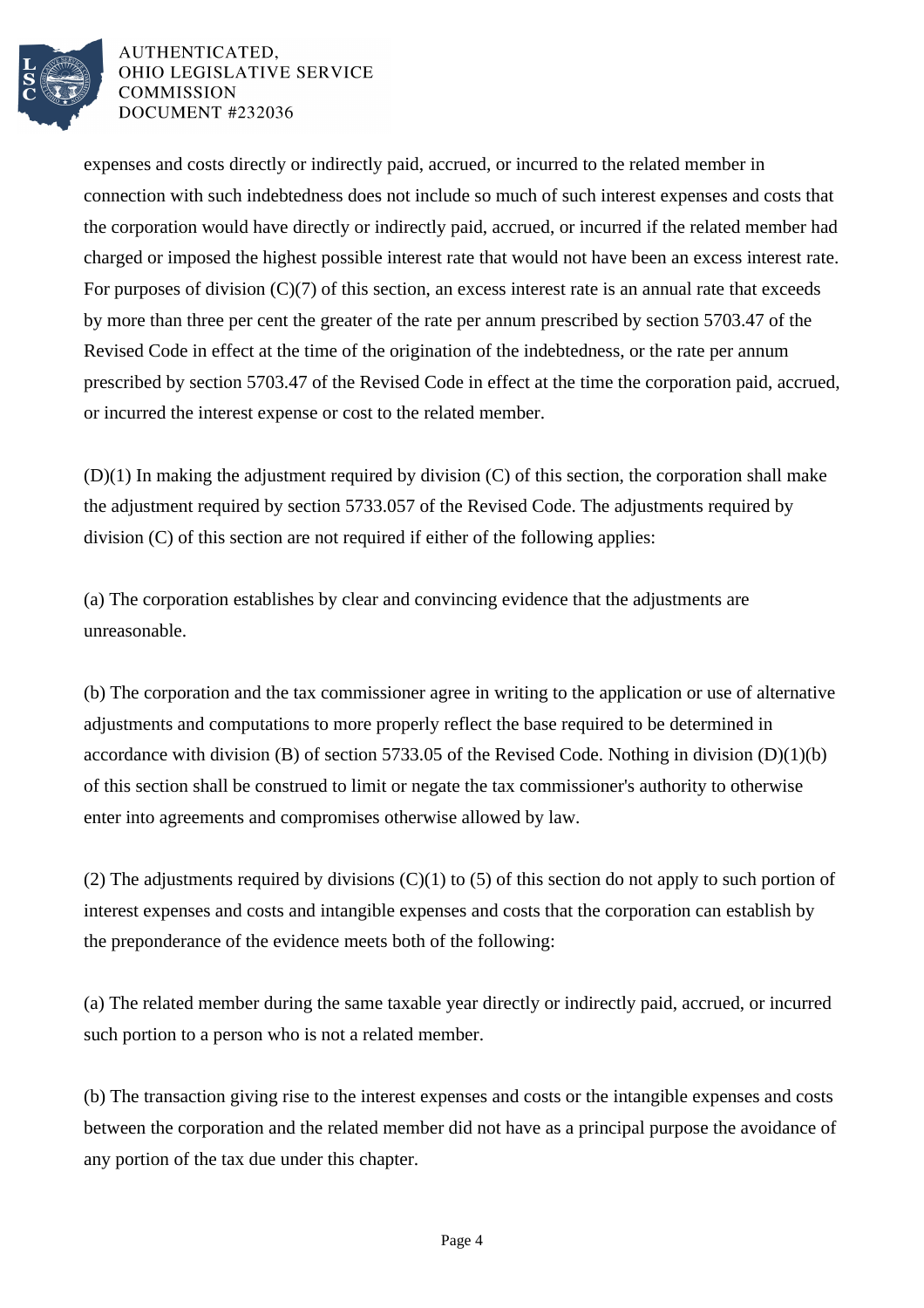expenses and costs directly or indirectly paid, accrued, or incurred to the related member in connection with such indebtedness does not include so much of such interest expenses and costs that the corporation would have directly or indirectly paid, accrued, or incurred if the related member had charged or imposed the highest possible interest rate that would not have been an excess interest rate. For purposes of division (C)(7) of this section, an excess interest rate is an annual rate that exceeds by more than three per cent the greater of the rate per annum prescribed by section 5703.47 of the Revised Code in effect at the time of the origination of the indebtedness, or the rate per annum prescribed by section 5703.47 of the Revised Code in effect at the time the corporation paid, accrued, or incurred the interest expense or cost to the related member.

(D)(1) In making the adjustment required by division (C) of this section, the corporation shall make the adjustment required by section 5733.057 of the Revised Code. The adjustments required by division (C) of this section are not required if either of the following applies:

(a) The corporation establishes by clear and convincing evidence that the adjustments are unreasonable.

(b) The corporation and the tax commissioner agree in writing to the application or use of alternative adjustments and computations to more properly reflect the base required to be determined in accordance with division (B) of section 5733.05 of the Revised Code. Nothing in division (D)(1)(b) of this section shall be construed to limit or negate the tax commissioner's authority to otherwise enter into agreements and compromises otherwise allowed by law.

(2) The adjustments required by divisions (C)(1) to (5) of this section do not apply to such portion of interest expenses and costs and intangible expenses and costs that the corporation can establish by the preponderance of the evidence meets both of the following:

(a) The related member during the same taxable year directly or indirectly paid, accrued, or incurred such portion to a person who is not a related member.

(b) The transaction giving rise to the interest expenses and costs or the intangible expenses and costs between the corporation and the related member did not have as a principal purpose the avoidance of any portion of the tax due under this chapter.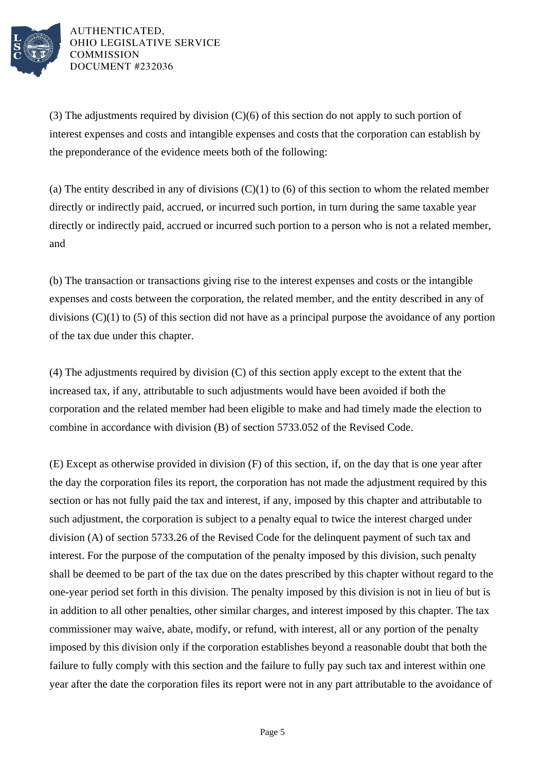(3) The adjustments required by division (C)(6) of this section do not apply to such portion of interest expenses and costs and intangible expenses and costs that the corporation can establish by the preponderance of the evidence meets both of the following:

(a) The entity described in any of divisions (C)(1) to (6) of this section to whom the related member directly or indirectly paid, accrued, or incurred such portion, in turn during the same taxable year directly or indirectly paid, accrued or incurred such portion to a person who is not a related member, and

(b) The transaction or transactions giving rise to the interest expenses and costs or the intangible expenses and costs between the corporation, the related member, and the entity described in any of divisions (C)(1) to (5) of this section did not have as a principal purpose the avoidance of any portion of the tax due under this chapter.

(4) The adjustments required by division (C) of this section apply except to the extent that the increased tax, if any, attributable to such adjustments would have been avoided if both the corporation and the related member had been eligible to make and had timely made the election to combine in accordance with division (B) of section 5733.052 of the Revised Code.

(E) Except as otherwise provided in division (F) of this section, if, on the day that is one year after the day the corporation files its report, the corporation has not made the adjustment required by this section or has not fully paid the tax and interest, if any, imposed by this chapter and attributable to such adjustment, the corporation is subject to a penalty equal to twice the interest charged under division (A) of section 5733.26 of the Revised Code for the delinquent payment of such tax and interest. For the purpose of the computation of the penalty imposed by this division, such penalty shall be deemed to be part of the tax due on the dates prescribed by this chapter without regard to the one-year period set forth in this division. The penalty imposed by this division is not in lieu of but is in addition to all other penalties, other similar charges, and interest imposed by this chapter. The tax commissioner may waive, abate, modify, or refund, with interest, all or any portion of the penalty imposed by this division only if the corporation establishes beyond a reasonable doubt that both the failure to fully comply with this section and the failure to fully pay such tax and interest within one year after the date the corporation files its report were not in any part attributable to the avoidance of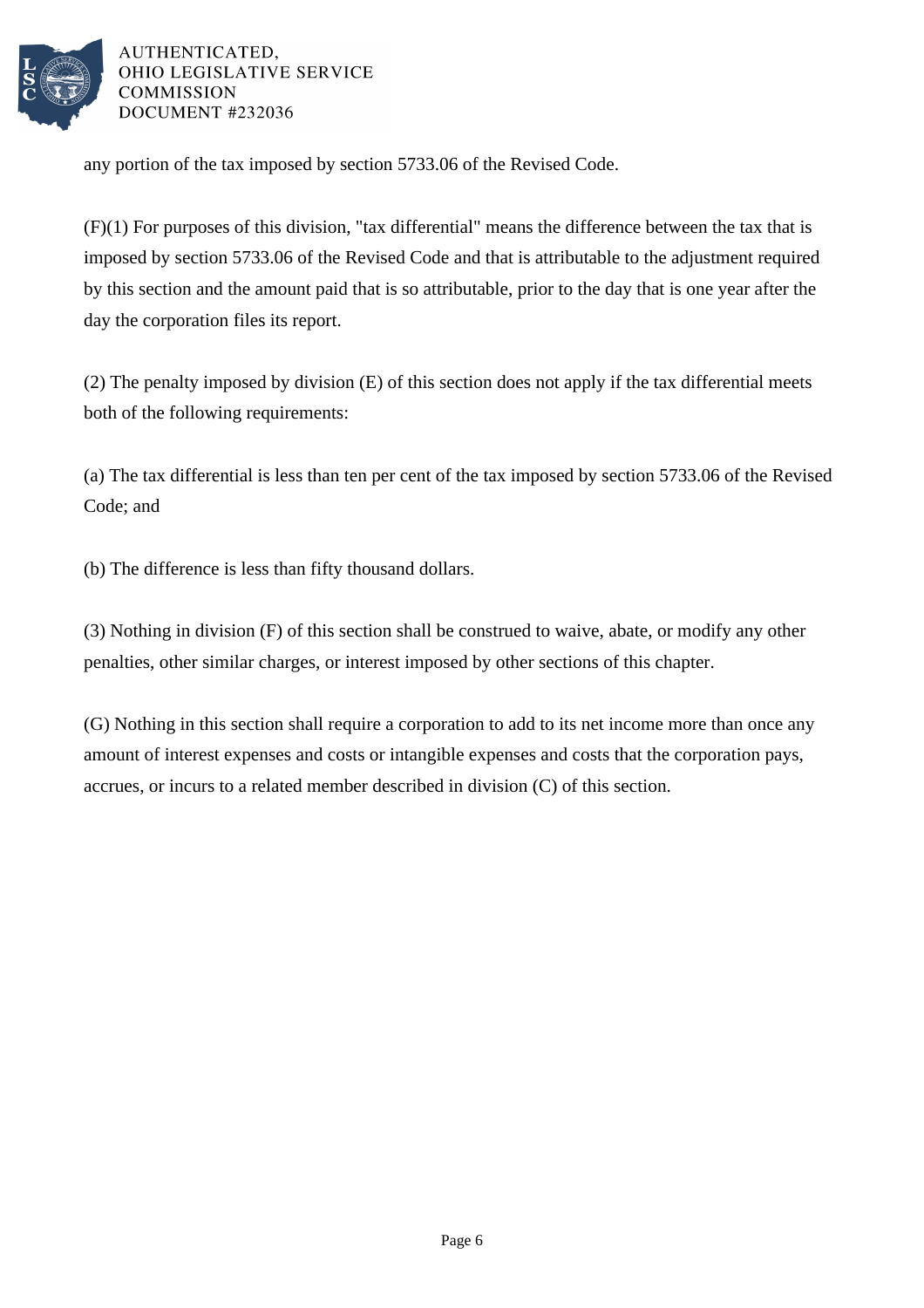any portion of the tax imposed by section 5733.06 of the Revised Code.

(F)(1) For purposes of this division, "tax differential" means the difference between the tax that is imposed by section 5733.06 of the Revised Code and that is attributable to the adjustment required by this section and the amount paid that is so attributable, prior to the day that is one year after the day the corporation files its report.

(2) The penalty imposed by division (E) of this section does not apply if the tax differential meets both of the following requirements:

(a) The tax differential is less than ten per cent of the tax imposed by section 5733.06 of the Revised Code; and

(b) The difference is less than fifty thousand dollars.

(3) Nothing in division (F) of this section shall be construed to waive, abate, or modify any other penalties, other similar charges, or interest imposed by other sections of this chapter.

(G) Nothing in this section shall require a corporation to add to its net income more than once any amount of interest expenses and costs or intangible expenses and costs that the corporation pays, accrues, or incurs to a related member described in division (C) of this section.